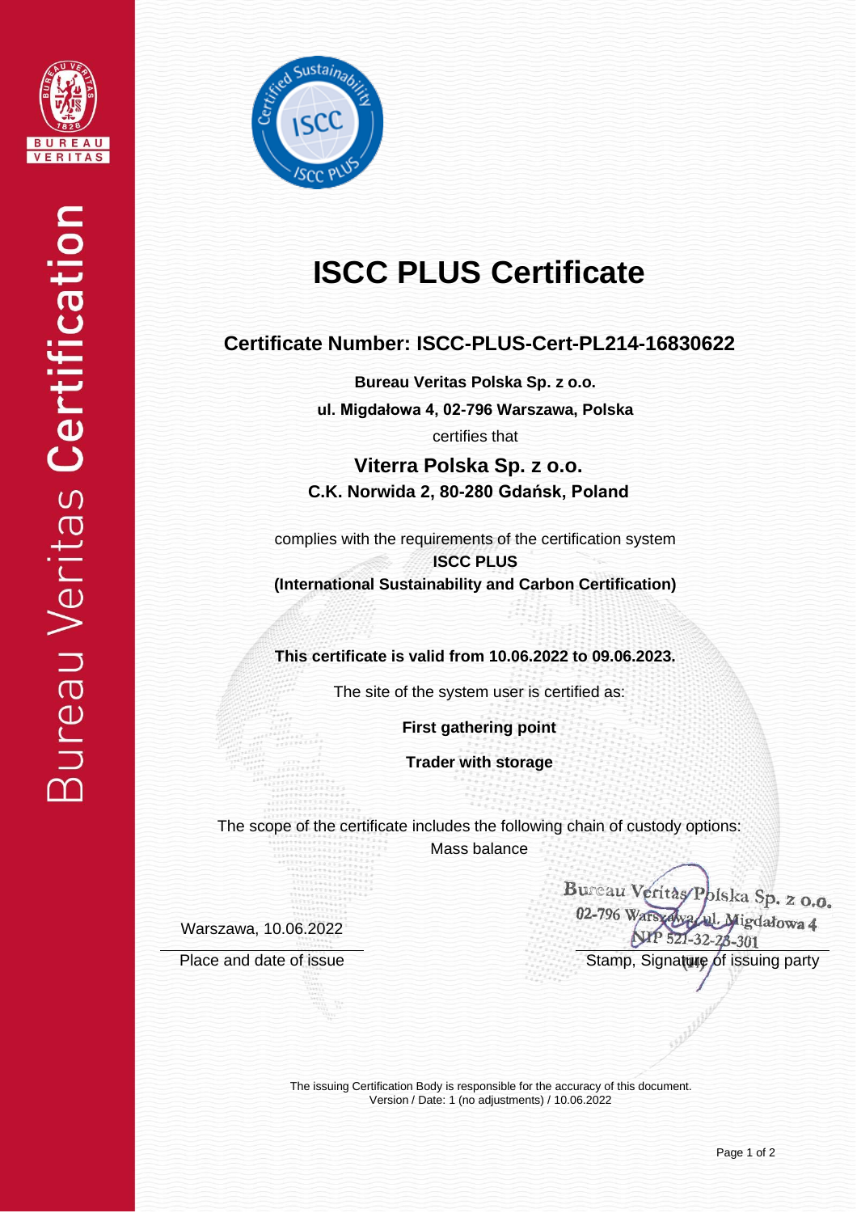# ISCC PLUS Certificate

## Certificate Number: ISCC-PLUS-Cert-PL214-16830622

**Bureau Veritas Polska Sp. z o.o.**

**ul. Migdałowa 4, 02-796 Warszawa, Polska**

certifies that

**Viterra Polska Sp. z o.o.**

**C.K. Norwida 2, 80-280 Gdańsk, Poland**

complies with the requirements of the certification system

**ISCC PLUS**

**(International Sustainability and Carbon Certification)**

**This certificate is valid from 10.06.2022 to 09.06.2023.**

The site of the system user is certified as:

**First gathering point**

**Trader with storage**

The scope of the certificate includes the following chain of custody options:

Mass balance

Warszawa, 10.06.2022

Place and date of issue

Bureau Veritas Polska Sp. z o.o.
02-796 Warszawa, ul. Migdałowa 4
NIP 521-32-23-301

Stamp, Signature of issuing party

The issuing Certification Body is responsible for the accuracy of this document.
Version / Date: 1 (no adjustments) / 10.06.2022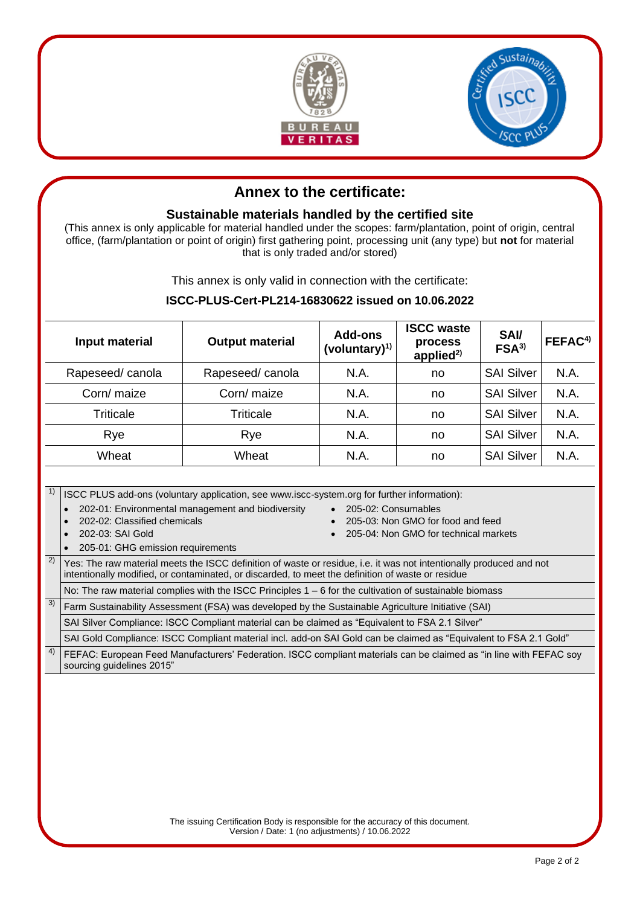# Annex to the certificate:

## Sustainable materials handled by the certified site

(This annex is only applicable for material handled under the scopes: farm/plantation, point of origin, central office, (farm/plantation or point of origin) first gathering point, processing unit (any type) but **not** for material that is only traded and/or stored)

This annex is only valid in connection with the certificate:

**ISCC-PLUS-Cert-PL214-16830622 issued on 10.06.2022**

| Input material | Output material | Add-ons (voluntary)[1] | ISCC waste process applied[2] | SAI/ FSA[3] | FEFAC[4] |
|---|---|---|---|---|---|
| Rapeseed/ canola | Rapeseed/ canola | N.A. | no | SAI Silver | N.A. |
| Corn/ maize | Corn/ maize | N.A. | no | SAI Silver | N.A. |
| Triticale | Triticale | N.A. | no | SAI Silver | N.A. |
| Rye | Rye | N.A. | no | SAI Silver | N.A. |
| Wheat | Wheat | N.A. | no | SAI Silver | N.A. |

1) ISCC PLUS add-ons (voluntary application, see www.iscc-system.org for further information):

- 202-01: Environmental management and biodiversity
- 202-02: Classified chemicals
- 202-03: SAI Gold
- 205-01: GHG emission requirements
- 205-02: Consumables
- 205-03: Non GMO for food and feed
- 205-04: Non GMO for technical markets

2) Yes: The raw material meets the ISCC definition of waste or residue, i.e. it was not intentionally produced and not intentionally modified, or contaminated, or discarded, to meet the definition of waste or residue

No: The raw material complies with the ISCC Principles 1 – 6 for the cultivation of sustainable biomass

3) Farm Sustainability Assessment (FSA) was developed by the Sustainable Agriculture Initiative (SAI)

SAI Silver Compliance: ISCC Compliant material can be claimed as "Equivalent to FSA 2.1 Silver"

SAI Gold Compliance: ISCC Compliant material incl. add-on SAI Gold can be claimed as "Equivalent to FSA 2.1 Gold"

4) FEFAC: European Feed Manufacturers' Federation. ISCC compliant materials can be claimed as "in line with FEFAC soy sourcing guidelines 2015"

The issuing Certification Body is responsible for the accuracy of this document.
Version / Date: 1 (no adjustments) / 10.06.2022